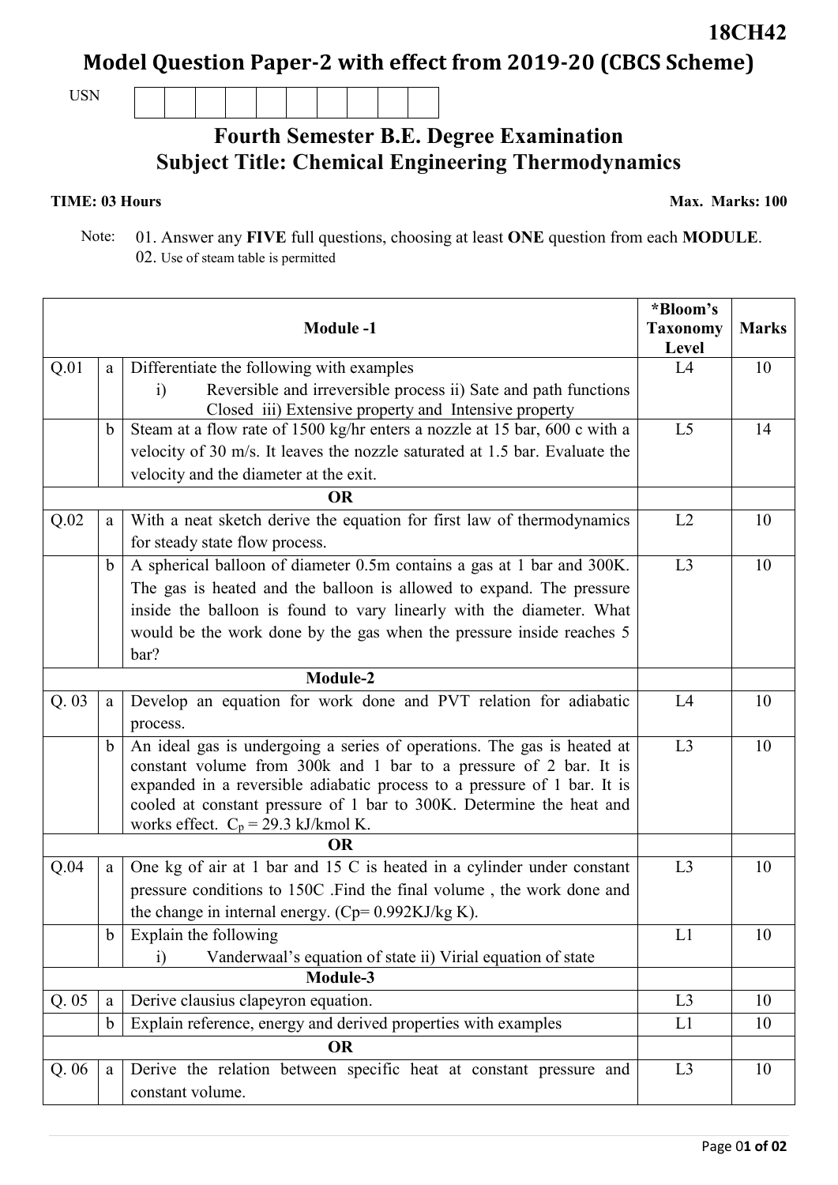**18CH42**

# Model Question Paper-2 with effect from 2019-20 (CBCS Scheme)

USN | | | | | | | | | | |

## Fourth Semester B.E. Degree Examination
## Subject Title: Chemical Engineering Thermodynamics

**TIME: 03 Hours** **Max. Marks: 100**

Note: 01. Answer any **FIVE** full questions, choosing at least **ONE** question from each **MODULE**.
02. Use of steam table is permitted

| | | **Module -1** | ***Bloom's Taxonomy Level** | **Marks** |
|---|---|---|---|---|
| Q.01 | a | Differentiate the following with examples<br>i) Reversible and irreversible process ii) Sate and path functions Closed iii) Extensive property and Intensive property | L4 | 10 |
| | b | Steam at a flow rate of 1500 kg/hr enters a nozzle at 15 bar, 600 c with a velocity of 30 m/s. It leaves the nozzle saturated at 1.5 bar. Evaluate the velocity and the diameter at the exit. | L5 | 14 |
| | | **OR** | | |
| Q.02 | a | With a neat sketch derive the equation for first law of thermodynamics for steady state flow process. | L2 | 10 |
| | b | A spherical balloon of diameter 0.5m contains a gas at 1 bar and 300K. The gas is heated and the balloon is allowed to expand. The pressure inside the balloon is found to vary linearly with the diameter. What would be the work done by the gas when the pressure inside reaches 5 bar? | L3 | 10 |
| | | **Module-2** | | |
| Q. 03 | a | Develop an equation for work done and PVT relation for adiabatic process. | L4 | 10 |
| | b | An ideal gas is undergoing a series of operations. The gas is heated at constant volume from 300k and 1 bar to a pressure of 2 bar. It is expanded in a reversible adiabatic process to a pressure of 1 bar. It is cooled at constant pressure of 1 bar to 300K. Determine the heat and works effect. $C_p$ = 29.3 kJ/kmol K. | L3 | 10 |
| | | **OR** | | |
| Q.04 | a | One kg of air at 1 bar and 15 C is heated in a cylinder under constant pressure conditions to 150C .Find the final volume , the work done and the change in internal energy. (Cp= 0.992KJ/kg K). | L3 | 10 |
| | b | Explain the following<br>i) Vanderwaal's equation of state ii) Virial equation of state | L1 | 10 |
| | | **Module-3** | | |
| Q. 05 | a | Derive clausius clapeyron equation. | L3 | 10 |
| | b | Explain reference, energy and derived properties with examples | L1 | 10 |
| | | **OR** | | |
| Q. 06 | a | Derive the relation between specific heat at constant pressure and constant volume. | L3 | 10 |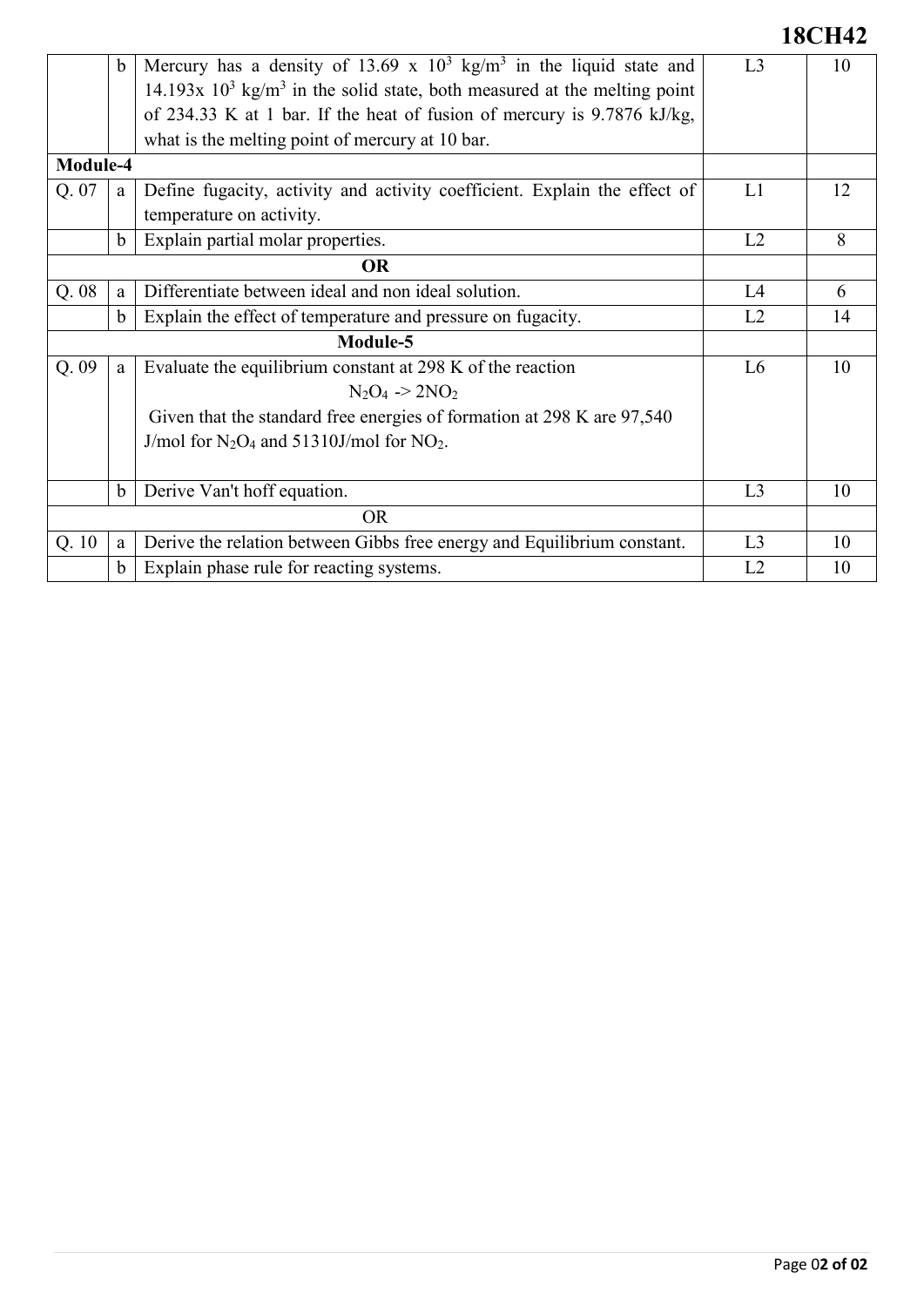| | | | | |
|---|---|---|---|---|
| | b | Mercury has a density of 13.69 x $10^3$ kg/$m^3$ in the liquid state and 14.193x $10^3$ kg/$m^3$ in the solid state, both measured at the melting point of 234.33 K at 1 bar. If the heat of fusion of mercury is 9.7876 kJ/kg, what is the melting point of mercury at 10 bar. | L3 | 10 |
| **Module-4** | | | | |
| Q. 07 | a | Define fugacity, activity and activity coefficient. Explain the effect of temperature on activity. | L1 | 12 |
| | b | Explain partial molar properties. | L2 | 8 |
| | | **OR** | | |
| Q. 08 | a | Differentiate between ideal and non ideal solution. | L4 | 6 |
| | b | Explain the effect of temperature and pressure on fugacity. | L2 | 14 |
| | | **Module-5** | | |
| Q. 09 | a | Evaluate the equilibrium constant at 298 K of the reaction $N_2O_4 \rightarrow 2NO_2$ Given that the standard free energies of formation at 298 K are 97,540 J/mol for $N_2O_4$ and 51310J/mol for $NO_2$. | L6 | 10 |
| | b | Derive Van't hoff equation. | L3 | 10 |
| | | OR | | |
| Q. 10 | a | Derive the relation between Gibbs free energy and Equilibrium constant. | L3 | 10 |
| | b | Explain phase rule for reacting systems. | L2 | 10 |